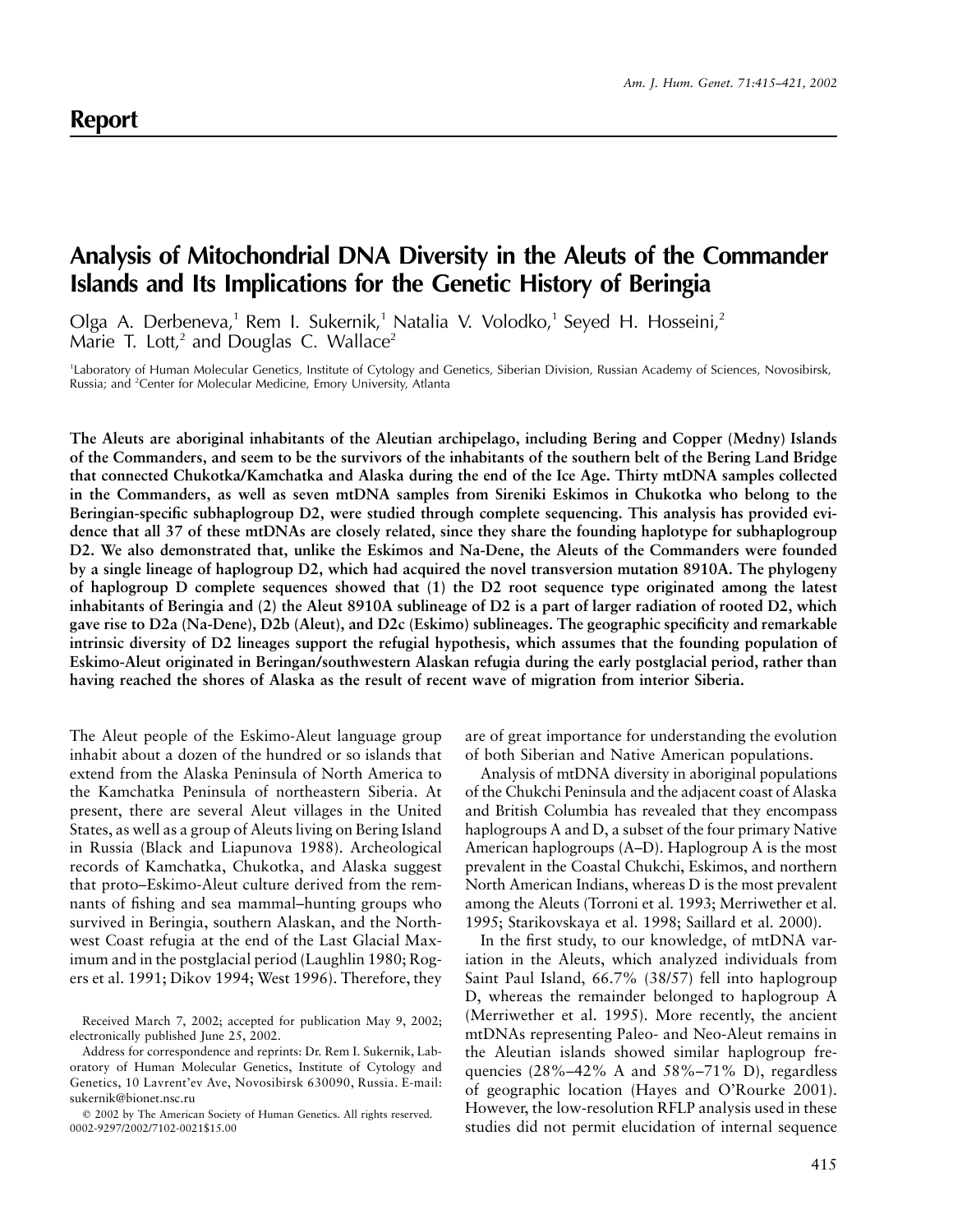## Report

# Analysis of Mitochondrial DNA Diversity in the Aleuts of the Commander Islands and Its Implications for the Genetic History of Beringia

Olga A. Derbeneva,[1] Rem I. Sukernik,[1] Natalia V. Volodko,[1] Seyed H. Hosseini,[2] Marie T. Lott,[2] and Douglas C. Wallace[2]

[1]Laboratory of Human Molecular Genetics, Institute of Cytology and Genetics, Siberian Division, Russian Academy of Sciences, Novosibirsk, Russia; and [2]Center for Molecular Medicine, Emory University, Atlanta

**The Aleuts are aboriginal inhabitants of the Aleutian archipelago, including Bering and Copper (Medny) Islands of the Commanders, and seem to be the survivors of the inhabitants of the southern belt of the Bering Land Bridge that connected Chukotka/Kamchatka and Alaska during the end of the Ice Age. Thirty mtDNA samples collected in the Commanders, as well as seven mtDNA samples from Sireniki Eskimos in Chukotka who belong to the Beringian-specific subhaplogroup D2, were studied through complete sequencing. This analysis has provided evidence that all 37 of these mtDNAs are closely related, since they share the founding haplotype for subhaplogroup D2. We also demonstrated that, unlike the Eskimos and Na-Dene, the Aleuts of the Commanders were founded by a single lineage of haplogroup D2, which had acquired the novel transversion mutation 8910A. The phylogeny of haplogroup D complete sequences showed that (1) the D2 root sequence type originated among the latest inhabitants of Beringia and (2) the Aleut 8910A sublineage of D2 is a part of larger radiation of rooted D2, which gave rise to D2a (Na-Dene), D2b (Aleut), and D2c (Eskimo) sublineages. The geographic specificity and remarkable intrinsic diversity of D2 lineages support the refugial hypothesis, which assumes that the founding population of Eskimo-Aleut originated in Beringan/southwestern Alaskan refugia during the early postglacial period, rather than having reached the shores of Alaska as the result of recent wave of migration from interior Siberia.**

The Aleut people of the Eskimo-Aleut language group inhabit about a dozen of the hundred or so islands that extend from the Alaska Peninsula of North America to the Kamchatka Peninsula of northeastern Siberia. At present, there are several Aleut villages in the United States, as well as a group of Aleuts living on Bering Island in Russia (Black and Liapunova 1988). Archeological records of Kamchatka, Chukotka, and Alaska suggest that proto–Eskimo-Aleut culture derived from the remnants of fishing and sea mammal–hunting groups who survived in Beringia, southern Alaskan, and the Northwest Coast refugia at the end of the Last Glacial Maximum and in the postglacial period (Laughlin 1980; Rogers et al. 1991; Dikov 1994; West 1996). Therefore, they are of great importance for understanding the evolution of both Siberian and Native American populations.

Analysis of mtDNA diversity in aboriginal populations of the Chukchi Peninsula and the adjacent coast of Alaska and British Columbia has revealed that they encompass haplogroups A and D, a subset of the four primary Native American haplogroups (A–D). Haplogroup A is the most prevalent in the Coastal Chukchi, Eskimos, and northern North American Indians, whereas D is the most prevalent among the Aleuts (Torroni et al. 1993; Merriwether et al. 1995; Starikovskaya et al. 1998; Saillard et al. 2000).

In the first study, to our knowledge, of mtDNA variation in the Aleuts, which analyzed individuals from Saint Paul Island, 66.7% (38/57) fell into haplogroup D, whereas the remainder belonged to haplogroup A (Merriwether et al. 1995). More recently, the ancient mtDNAs representing Paleo- and Neo-Aleut remains in the Aleutian islands showed similar haplogroup frequencies (28%–42% A and 58%–71% D), regardless of geographic location (Hayes and O'Rourke 2001). However, the low-resolution RFLP analysis used in these studies did not permit elucidation of internal sequence

Received March 7, 2002; accepted for publication May 9, 2002; electronically published June 25, 2002.

Address for correspondence and reprints: Dr. Rem I. Sukernik, Laboratory of Human Molecular Genetics, Institute of Cytology and Genetics, 10 Lavrent'ev Ave, Novosibirsk 630090, Russia. E-mail: sukernik@bionet.nsc.ru

© 2002 by The American Society of Human Genetics. All rights reserved. 0002-9297/2002/7102-0021$15.00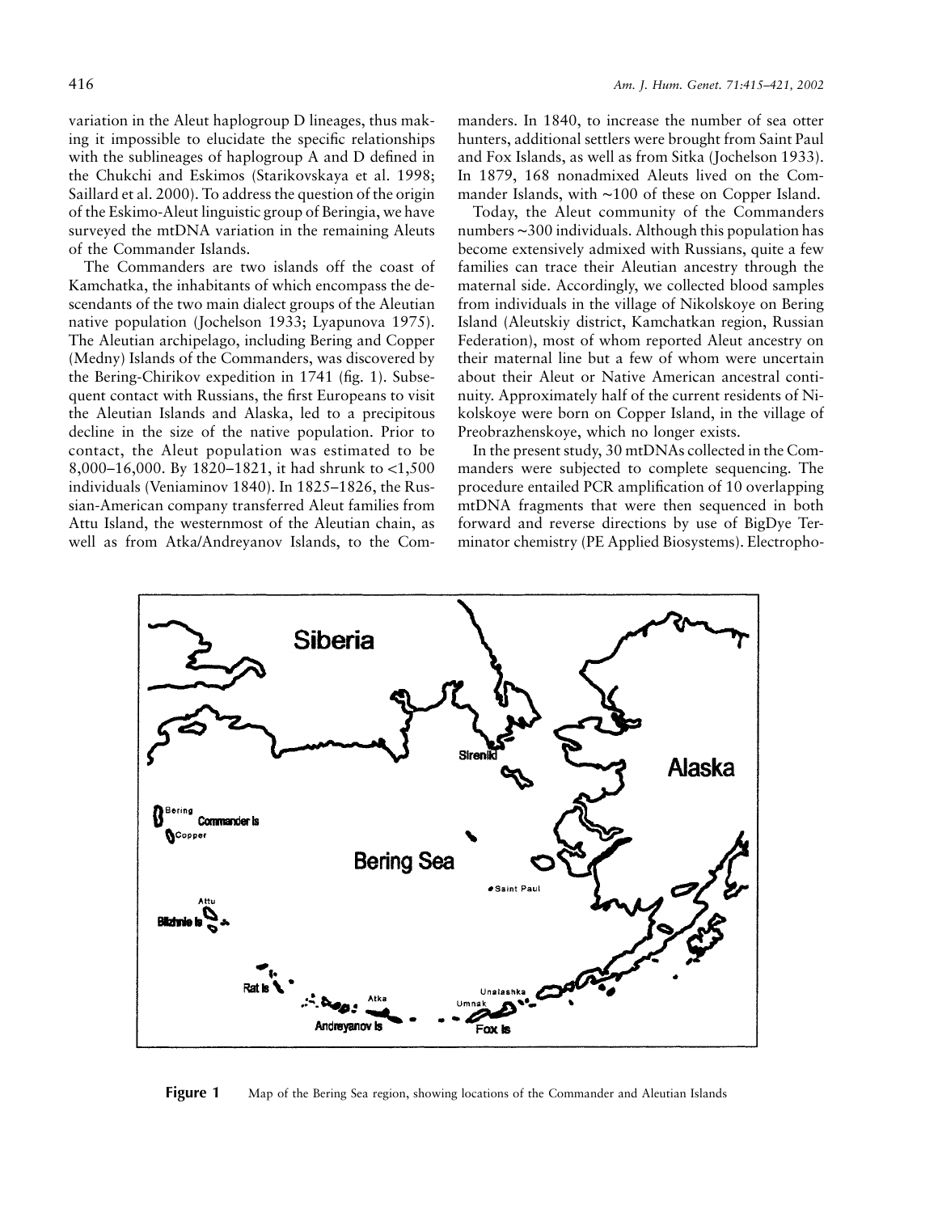variation in the Aleut haplogroup D lineages, thus making it impossible to elucidate the specific relationships with the sublineages of haplogroup A and D defined in the Chukchi and Eskimos (Starikovskaya et al. 1998; Saillard et al. 2000). To address the question of the origin of the Eskimo-Aleut linguistic group of Beringia, we have surveyed the mtDNA variation in the remaining Aleuts of the Commander Islands.

The Commanders are two islands off the coast of Kamchatka, the inhabitants of which encompass the descendants of the two main dialect groups of the Aleutian native population (Jochelson 1933; Lyapunova 1975). The Aleutian archipelago, including Bering and Copper (Medny) Islands of the Commanders, was discovered by the Bering-Chirikov expedition in 1741 (fig. 1). Subsequent contact with Russians, the first Europeans to visit the Aleutian Islands and Alaska, led to a precipitous decline in the size of the native population. Prior to contact, the Aleut population was estimated to be 8,000–16,000. By 1820–1821, it had shrunk to <1,500 individuals (Veniaminov 1840). In 1825–1826, the Russian-American company transferred Aleut families from Attu Island, the westernmost of the Aleutian chain, as well as from Atka/Andreyanov Islands, to the Commanders. In 1840, to increase the number of sea otter hunters, additional settlers were brought from Saint Paul and Fox Islands, as well as from Sitka (Jochelson 1933). In 1879, 168 nonadmixed Aleuts lived on the Commander Islands, with ~100 of these on Copper Island.

Today, the Aleut community of the Commanders numbers ~300 individuals. Although this population has become extensively admixed with Russians, quite a few families can trace their Aleutian ancestry through the maternal side. Accordingly, we collected blood samples from individuals in the village of Nikolskoye on Bering Island (Aleutskiy district, Kamchatkan region, Russian Federation), most of whom reported Aleut ancestry on their maternal line but a few of whom were uncertain about their Aleut or Native American ancestral continuity. Approximately half of the current residents of Nikolskoye were born on Copper Island, in the village of Preobrazhenskoye, which no longer exists.

In the present study, 30 mtDNAs collected in the Commanders were subjected to complete sequencing. The procedure entailed PCR amplification of 10 overlapping mtDNA fragments that were then sequenced in both forward and reverse directions by use of BigDye Terminator chemistry (PE Applied Biosystems). Electropho-

**Figure 1** Map of the Bering Sea region, showing locations of the Commander and Aleutian Islands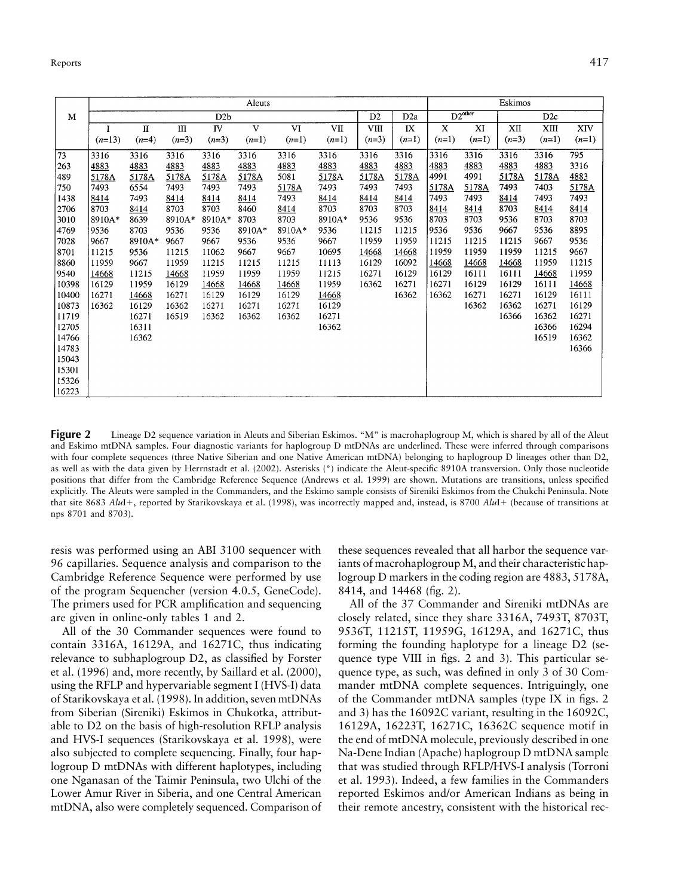| M | Aleuts | | | | | | | | | Eskimos | | | | |
|---|---|---|---|---|---|---|---|---|---|---|---|---|---|---|
| | D2b | | | | | | | D2 | D2a | D2[other] | | D2c | | |
| | I ($n$=13) | II ($n$=4) | III ($n$=3) | IV ($n$=3) | V ($n$=1) | VI ($n$=1) | VII ($n$=1) | VIII ($n$=3) | IX ($n$=1) | X ($n$=1) | XI ($n$=1) | XII ($n$=3) | XIII ($n$=1) | XIV ($n$=1) |
| 73 | 3316 | 3316 | 3316 | 3316 | 3316 | 3316 | 3316 | 3316 | 3316 | 3316 | 3316 | 3316 | 3316 | 795 |
| 263 | 4883 | 4883 | 4883 | 4883 | 4883 | 4883 | 4883 | 4883 | 4883 | 4883 | 4883 | 4883 | 4883 | 3316 |
| 489 | 5178A | 5178A | 5178A | 5178A | 5178A | 5081 | 5178A | 5178A | 5178A | 4991 | 4991 | 5178A | 5178A | 4883 |
| 750 | 7493 | 6554 | 7493 | 7493 | 7493 | 5178A | 7493 | 7493 | 7493 | 5178A | 5178A | 7493 | 7403 | 5178A |
| 1438 | 8414 | 7493 | 8414 | 8414 | 8414 | 7493 | 8414 | 8414 | 8414 | 7493 | 7493 | 8414 | 7493 | 7493 |
| 2706 | 8703 | 8414 | 8703 | 8703 | 8460 | 8414 | 8703 | 8703 | 8703 | 8414 | 8414 | 8703 | 8414 | 8414 |
| 3010 | 8910A* | 8639 | 8910A* | 8910A* | 8703 | 8703 | 8910A* | 9536 | 9536 | 8703 | 8703 | 9536 | 8703 | 8703 |
| 4769 | 9536 | 8703 | 9536 | 9536 | 8910A* | 8910A* | 9536 | 11215 | 11215 | 9536 | 9536 | 9667 | 9536 | 8895 |
| 7028 | 9667 | 8910A* | 9667 | 9667 | 9536 | 9536 | 9667 | 11959 | 11959 | 11215 | 11215 | 11215 | 9667 | 9536 |
| 8701 | 11215 | 9536 | 11215 | 11062 | 9667 | 9667 | 10695 | 14668 | 14668 | 11959 | 11959 | 11959 | 11215 | 9667 |
| 8860 | 11959 | 9667 | 11959 | 11215 | 11215 | 11215 | 11113 | 16129 | 16092 | 14668 | 14668 | 14668 | 11959 | 11215 |
| 9540 | 14668 | 11215 | 14668 | 11959 | 11959 | 11959 | 11215 | 16271 | 16129 | 16129 | 16111 | 16111 | 14668 | 11959 |
| 10398 | 16129 | 11959 | 16129 | 14668 | 14668 | 14668 | 11959 | 16362 | 16271 | 16271 | 16129 | 16129 | 16111 | 14668 |
| 10400 | 16271 | 14668 | 16271 | 16129 | 16129 | 16129 | 14668 | | 16362 | 16362 | 16271 | 16271 | 16129 | 16111 |
| 10873 | 16362 | 16129 | 16362 | 16271 | 16271 | 16271 | 16129 | | | | 16362 | 16362 | 16271 | 16129 |
| 11719 | | 16271 | 16519 | 16362 | 16362 | 16362 | 16271 | | | | | 16366 | 16362 | 16271 |
| 12705 | | 16311 | | | | | 16362 | | | | | | 16366 | 16294 |
| 14766 | | 16362 | | | | | | | | | | | 16519 | 16362 |
| 14783 | | | | | | | | | | | | | | 16366 |
| 15043 | | | | | | | | | | | | | | |
| 15301 | | | | | | | | | | | | | | |
| 15326 | | | | | | | | | | | | | | |
| 16223 | | | | | | | | | | | | | | |

**Figure 2** Lineage D2 sequence variation in Aleuts and Siberian Eskimos. "M" is macrohaplogroup M, which is shared by all of the Aleut and Eskimo mtDNA samples. Four diagnostic variants for haplogroup D mtDNAs are underlined. These were inferred through comparisons with four complete sequences (three Native Siberian and one Native American mtDNA) belonging to haplogroup D lineages other than D2, as well as with the data given by Herrnstadt et al. (2002). Asterisks (*) indicate the Aleut-specific 8910A transversion. Only those nucleotide positions that differ from the Cambridge Reference Sequence (Andrews et al. 1999) are shown. Mutations are transitions, unless specified explicitly. The Aleuts were sampled in the Commanders, and the Eskimo sample consists of Sireniki Eskimos from the Chukchi Peninsula. Note that site 8683 *Alu*I+, reported by Starikovskaya et al. (1998), was incorrectly mapped and, instead, is 8700 *Alu*I+ (because of transitions at nps 8701 and 8703).

resis was performed using an ABI 3100 sequencer with 96 capillaries. Sequence analysis and comparison to the Cambridge Reference Sequence were performed by use of the program Sequencher (version 4.0.5, GeneCode). The primers used for PCR amplification and sequencing are given in online-only tables 1 and 2.

All of the 30 Commander sequences were found to contain 3316A, 16129A, and 16271C, thus indicating relevance to subhaplogroup D2, as classified by Forster et al. (1996) and, more recently, by Saillard et al. (2000), using the RFLP and hypervariable segment I (HVS-I) data of Starikovskaya et al. (1998). In addition, seven mtDNAs from Siberian (Sireniki) Eskimos in Chukotka, attributable to D2 on the basis of high-resolution RFLP analysis and HVS-I sequences (Starikovskaya et al. 1998), were also subjected to complete sequencing. Finally, four haplogroup D mtDNAs with different haplotypes, including one Nganasan of the Taimir Peninsula, two Ulchi of the Lower Amur River in Siberia, and one Central American mtDNA, also were completely sequenced. Comparison of these sequences revealed that all harbor the sequence variants of macrohaplogroup M, and their characteristic haplogroup D markers in the coding region are 4883, 5178A, 8414, and 14468 (fig. 2).

All of the 37 Commander and Sireniki mtDNAs are closely related, since they share 3316A, 7493T, 8703T, 9536T, 11215T, 11959G, 16129A, and 16271C, thus forming the founding haplotype for a lineage D2 (sequence type VIII in figs. 2 and 3). This particular sequence type, as such, was defined in only 3 of 30 Commander mtDNA complete sequences. Intriguingly, one of the Commander mtDNA samples (type IX in figs. 2 and 3) has the 16092C variant, resulting in the 16092C, 16129A, 16223T, 16271C, 16362C sequence motif in the end of mtDNA molecule, previously described in one Na-Dene Indian (Apache) haplogroup D mtDNA sample that was studied through RFLP/HVS-I analysis (Torroni et al. 1993). Indeed, a few families in the Commanders reported Eskimos and/or American Indians as being in their remote ancestry, consistent with the historical rec-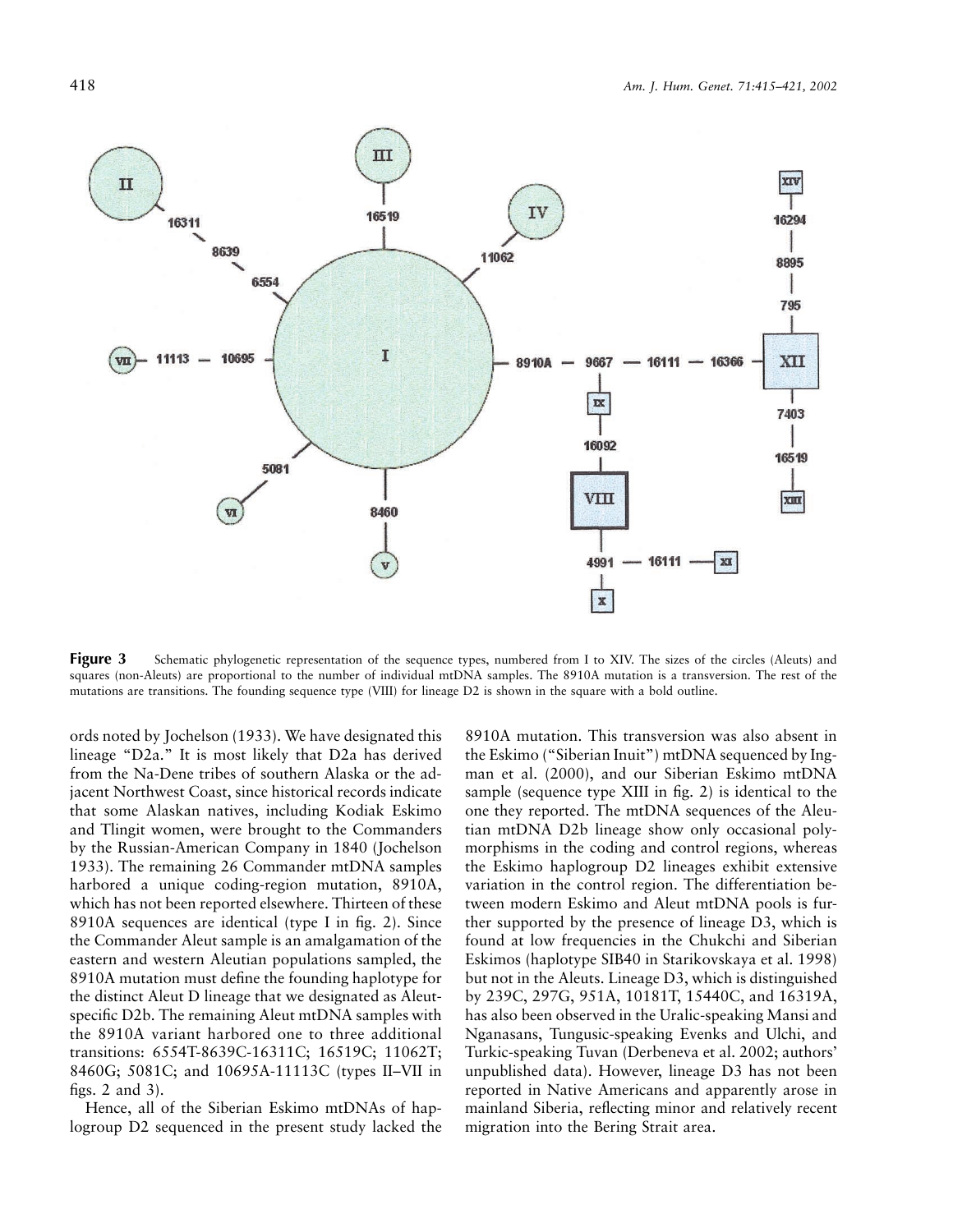**Figure 3** Schematic phylogenetic representation of the sequence types, numbered from I to XIV. The sizes of the circles (Aleuts) and squares (non-Aleuts) are proportional to the number of individual mtDNA samples. The 8910A mutation is a transversion. The rest of the mutations are transitions. The founding sequence type (VIII) for lineage D2 is shown in the square with a bold outline.

ords noted by Jochelson (1933). We have designated this lineage "D2a." It is most likely that D2a has derived from the Na-Dene tribes of southern Alaska or the adjacent Northwest Coast, since historical records indicate that some Alaskan natives, including Kodiak Eskimo and Tlingit women, were brought to the Commanders by the Russian-American Company in 1840 (Jochelson 1933). The remaining 26 Commander mtDNA samples harbored a unique coding-region mutation, 8910A, which has not been reported elsewhere. Thirteen of these 8910A sequences are identical (type I in fig. 2). Since the Commander Aleut sample is an amalgamation of the eastern and western Aleutian populations sampled, the 8910A mutation must define the founding haplotype for the distinct Aleut D lineage that we designated as Aleut-specific D2b. The remaining Aleut mtDNA samples with the 8910A variant harbored one to three additional transitions: 6554T-8639C-16311C; 16519C; 11062T; 8460G; 5081C; and 10695A-11113C (types II–VII in figs. 2 and 3).

Hence, all of the Siberian Eskimo mtDNAs of haplogroup D2 sequenced in the present study lacked the 8910A mutation. This transversion was also absent in the Eskimo ("Siberian Inuit") mtDNA sequenced by Ingman et al. (2000), and our Siberian Eskimo mtDNA sample (sequence type XIII in fig. 2) is identical to the one they reported. The mtDNA sequences of the Aleutian mtDNA D2b lineage show only occasional polymorphisms in the coding and control regions, whereas the Eskimo haplogroup D2 lineages exhibit extensive variation in the control region. The differentiation between modern Eskimo and Aleut mtDNA pools is further supported by the presence of lineage D3, which is found at low frequencies in the Chukchi and Siberian Eskimos (haplotype SIB40 in Starikovskaya et al. 1998) but not in the Aleuts. Lineage D3, which is distinguished by 239C, 297G, 951A, 10181T, 15440C, and 16319A, has also been observed in the Uralic-speaking Mansi and Nganasans, Tungusic-speaking Evenks and Ulchi, and Turkic-speaking Tuvan (Derbeneva et al. 2002; authors' unpublished data). However, lineage D3 has not been reported in Native Americans and apparently arose in mainland Siberia, reflecting minor and relatively recent migration into the Bering Strait area.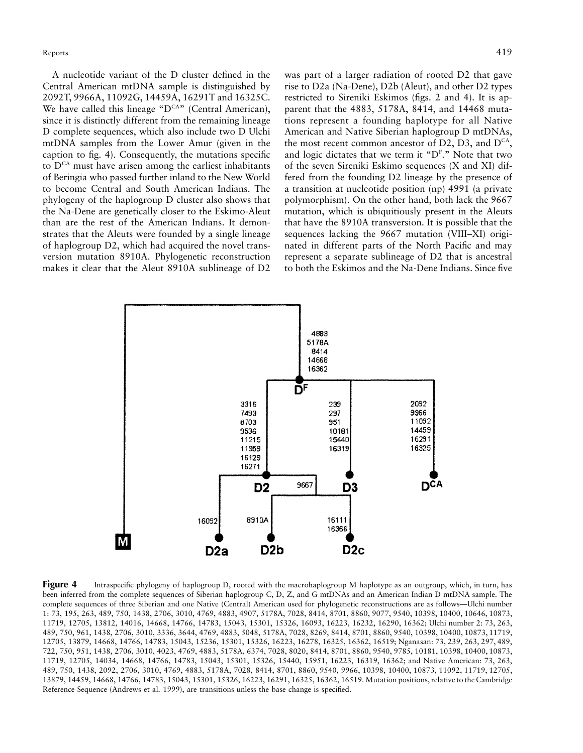A nucleotide variant of the D cluster defined in the Central American mtDNA sample is distinguished by 2092T, 9966A, 11092G, 14459A, 16291T and 16325C. We have called this lineage "D$^{CA}$" (Central American), since it is distinctly different from the remaining lineage D complete sequences, which also include two D Ulchi mtDNA samples from the Lower Amur (given in the caption to fig. 4). Consequently, the mutations specific to D$^{CA}$ must have arisen among the earliest inhabitants of Beringia who passed further inland to the New World to become Central and South American Indians. The phylogeny of the haplogroup D cluster also shows that the Na-Dene are genetically closer to the Eskimo-Aleut than are the rest of the American Indians. It demonstrates that the Aleuts were founded by a single lineage of haplogroup D2, which had acquired the novel transversion mutation 8910A. Phylogenetic reconstruction makes it clear that the Aleut 8910A sublineage of D2 was part of a larger radiation of rooted D2 that gave rise to D2a (Na-Dene), D2b (Aleut), and other D2 types restricted to Sireniki Eskimos (figs. 2 and 4). It is apparent that the 4883, 5178A, 8414, and 14468 mutations represent a founding haplotype for all Native American and Native Siberian haplogroup D mtDNAs, the most recent common ancestor of D2, D3, and D$^{CA}$, and logic dictates that we term it "D$^{F}$." Note that two of the seven Sireniki Eskimo sequences (X and XI) differed from the founding D2 lineage by the presence of a transition at nucleotide position (np) 4991 (a private polymorphism). On the other hand, both lack the 9667 mutation, which is ubiquitiously present in the Aleuts that have the 8910A transversion. It is possible that the sequences lacking the 9667 mutation (VIII–XI) originated in different parts of the North Pacific and may represent a separate sublineage of D2 that is ancestral to both the Eskimos and the Na-Dene Indians. Since five

**Figure 4** Intraspecific phylogeny of haplogroup D, rooted with the macrohaplogroup M haplotype as an outgroup, which, in turn, has been inferred from the complete sequences of Siberian haplogroup C, D, Z, and G mtDNAs and an American Indian D mtDNA sample. The complete sequences of three Siberian and one Native (Central) American used for phylogenetic reconstructions are as follows—Ulchi number 1: 73, 195, 263, 489, 750, 1438, 2706, 3010, 4769, 4883, 4907, 5178A, 7028, 8414, 8701, 8860, 9077, 9540, 10398, 10400, 10646, 10873, 11719, 12705, 13812, 14016, 14668, 14766, 14783, 15043, 15301, 15326, 16093, 16223, 16232, 16290, 16362; Ulchi number 2: 73, 263, 489, 750, 961, 1438, 2706, 3010, 3336, 3644, 4769, 4883, 5048, 5178A, 7028, 8269, 8414, 8701, 8860, 9540, 10398, 10400, 10873, 11719, 12705, 13879, 14668, 14766, 14783, 15043, 15236, 15301, 15326, 16223, 16278, 16325, 16362, 16519; Nganasan: 73, 239, 263, 297, 489, 722, 750, 951, 1438, 2706, 3010, 4023, 4769, 4883, 5178A, 6374, 7028, 8020, 8414, 8701, 8860, 9540, 9785, 10181, 10398, 10400, 10873, 11719, 12705, 14034, 14668, 14766, 14783, 15043, 15301, 15326, 15440, 15951, 16223, 16319, 16362; and Native American: 73, 263, 489, 750, 1438, 2092, 2706, 3010, 4769, 4883, 5178A, 7028, 8414, 8701, 8860, 9540, 9966, 10398, 10400, 10873, 11092, 11719, 12705, 13879, 14459, 14668, 14766, 14783, 15043, 15301, 15326, 16223, 16291, 16325, 16362, 16519. Mutation positions, relative to the Cambridge Reference Sequence (Andrews et al. 1999), are transitions unless the base change is specified.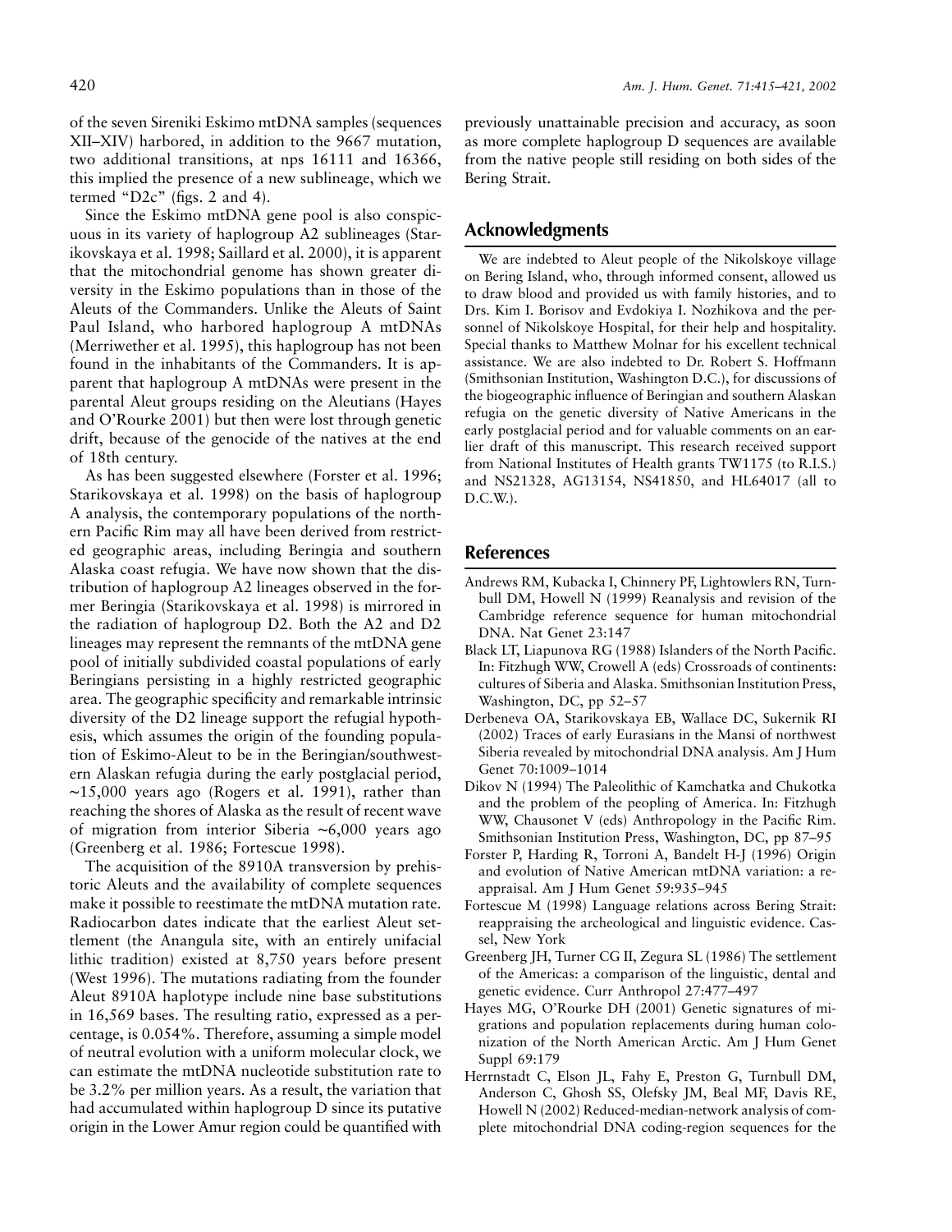of the seven Sireniki Eskimo mtDNA samples (sequences XII–XIV) harbored, in addition to the 9667 mutation, two additional transitions, at nps 16111 and 16366, this implied the presence of a new sublineage, which we termed "D2c" (figs. 2 and 4).

Since the Eskimo mtDNA gene pool is also conspicuous in its variety of haplogroup A2 sublineages (Starikovskaya et al. 1998; Saillard et al. 2000), it is apparent that the mitochondrial genome has shown greater diversity in the Eskimo populations than in those of the Aleuts of the Commanders. Unlike the Aleuts of Saint Paul Island, who harbored haplogroup A mtDNAs (Merriwether et al. 1995), this haplogroup has not been found in the inhabitants of the Commanders. It is apparent that haplogroup A mtDNAs were present in the parental Aleut groups residing on the Aleutians (Hayes and O'Rourke 2001) but then were lost through genetic drift, because of the genocide of the natives at the end of 18th century.

As has been suggested elsewhere (Forster et al. 1996; Starikovskaya et al. 1998) on the basis of haplogroup A analysis, the contemporary populations of the northern Pacific Rim may all have been derived from restricted geographic areas, including Beringia and southern Alaska coast refugia. We have now shown that the distribution of haplogroup A2 lineages observed in the former Beringia (Starikovskaya et al. 1998) is mirrored in the radiation of haplogroup D2. Both the A2 and D2 lineages may represent the remnants of the mtDNA gene pool of initially subdivided coastal populations of early Beringians persisting in a highly restricted geographic area. The geographic specificity and remarkable intrinsic diversity of the D2 lineage support the refugial hypothesis, which assumes the origin of the founding population of Eskimo-Aleut to be in the Beringian/southwestern Alaskan refugia during the early postglacial period, ~15,000 years ago (Rogers et al. 1991), rather than reaching the shores of Alaska as the result of recent wave of migration from interior Siberia ~6,000 years ago (Greenberg et al. 1986; Fortescue 1998).

The acquisition of the 8910A transversion by prehistoric Aleuts and the availability of complete sequences make it possible to reestimate the mtDNA mutation rate. Radiocarbon dates indicate that the earliest Aleut settlement (the Anangula site, with an entirely unifacial lithic tradition) existed at 8,750 years before present (West 1996). The mutations radiating from the founder Aleut 8910A haplotype include nine base substitutions in 16,569 bases. The resulting ratio, expressed as a percentage, is 0.054%. Therefore, assuming a simple model of neutral evolution with a uniform molecular clock, we can estimate the mtDNA nucleotide substitution rate to be 3.2% per million years. As a result, the variation that had accumulated within haplogroup D since its putative origin in the Lower Amur region could be quantified with previously unattainable precision and accuracy, as soon as more complete haplogroup D sequences are available from the native people still residing on both sides of the Bering Strait.

## Acknowledgments

We are indebted to Aleut people of the Nikolskoye village on Bering Island, who, through informed consent, allowed us to draw blood and provided us with family histories, and to Drs. Kim I. Borisov and Evdokiya I. Nozhikova and the personnel of Nikolskoye Hospital, for their help and hospitality. Special thanks to Matthew Molnar for his excellent technical assistance. We are also indebted to Dr. Robert S. Hoffmann (Smithsonian Institution, Washington D.C.), for discussions of the biogeographic influence of Beringian and southern Alaskan refugia on the genetic diversity of Native Americans in the early postglacial period and for valuable comments on an earlier draft of this manuscript. This research received support from National Institutes of Health grants TW1175 (to R.I.S.) and NS21328, AG13154, NS41850, and HL64017 (all to D.C.W.).

## References

Andrews RM, Kubacka I, Chinnery PF, Lightowlers RN, Turnbull DM, Howell N (1999) Reanalysis and revision of the Cambridge reference sequence for human mitochondrial DNA. Nat Genet 23:147

Black LT, Liapunova RG (1988) Islanders of the North Pacific. In: Fitzhugh WW, Crowell A (eds) Crossroads of continents: cultures of Siberia and Alaska. Smithsonian Institution Press, Washington, DC, pp 52–57

Derbeneva OA, Starikovskaya EB, Wallace DC, Sukernik RI (2002) Traces of early Eurasians in the Mansi of northwest Siberia revealed by mitochondrial DNA analysis. Am J Hum Genet 70:1009–1014

Dikov N (1994) The Paleolithic of Kamchatka and Chukotka and the problem of the peopling of America. In: Fitzhugh WW, Chausonet V (eds) Anthropology in the Pacific Rim. Smithsonian Institution Press, Washington, DC, pp 87–95

Forster P, Harding R, Torroni A, Bandelt H-J (1996) Origin and evolution of Native American mtDNA variation: a reappraisal. Am J Hum Genet 59:935–945

Fortescue M (1998) Language relations across Bering Strait: reappraising the archeological and linguistic evidence. Cassel, New York

Greenberg JH, Turner CG II, Zegura SL (1986) The settlement of the Americas: a comparison of the linguistic, dental and genetic evidence. Curr Anthropol 27:477–497

Hayes MG, O'Rourke DH (2001) Genetic signatures of migrations and population replacements during human colonization of the North American Arctic. Am J Hum Genet Suppl 69:179

Herrnstadt C, Elson JL, Fahy E, Preston G, Turnbull DM, Anderson C, Ghosh SS, Olefsky JM, Beal MF, Davis RE, Howell N (2002) Reduced-median-network analysis of complete mitochondrial DNA coding-region sequences for the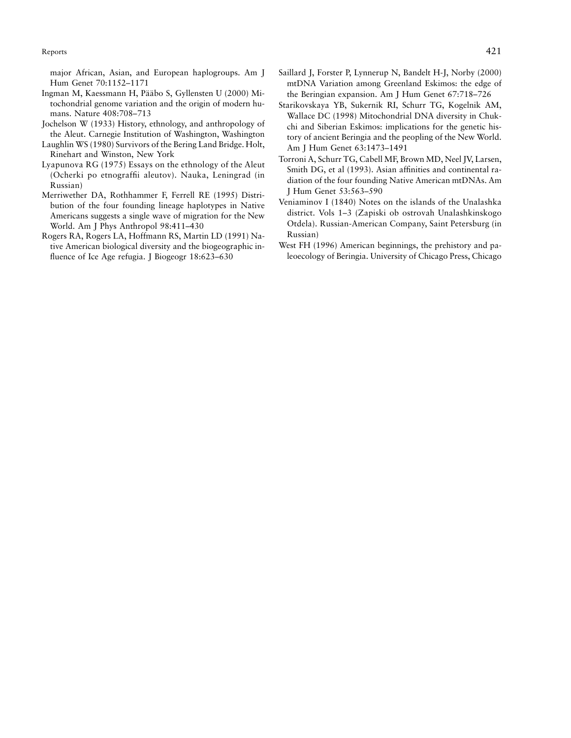major African, Asian, and European haplogroups. Am J Hum Genet 70:1152–1171

Ingman M, Kaessmann H, Pääbo S, Gyllensten U (2000) Mitochondrial genome variation and the origin of modern humans. Nature 408:708–713

Jochelson W (1933) History, ethnology, and anthropology of the Aleut. Carnegie Institution of Washington, Washington

Laughlin WS (1980) Survivors of the Bering Land Bridge. Holt, Rinehart and Winston, New York

Lyapunova RG (1975) Essays on the ethnology of the Aleut (Ocherki po etnograffii aleutov). Nauka, Leningrad (in Russian)

Merriwether DA, Rothhammer F, Ferrell RE (1995) Distribution of the four founding lineage haplotypes in Native Americans suggests a single wave of migration for the New World. Am J Phys Anthropol 98:411–430

Rogers RA, Rogers LA, Hoffmann RS, Martin LD (1991) Native American biological diversity and the biogeographic influence of Ice Age refugia. J Biogeogr 18:623–630

Saillard J, Forster P, Lynnerup N, Bandelt H-J, Norby (2000) mtDNA Variation among Greenland Eskimos: the edge of the Beringian expansion. Am J Hum Genet 67:718–726

Starikovskaya YB, Sukernik RI, Schurr TG, Kogelnik AM, Wallace DC (1998) Mitochondrial DNA diversity in Chukchi and Siberian Eskimos: implications for the genetic history of ancient Beringia and the peopling of the New World. Am J Hum Genet 63:1473–1491

Torroni A, Schurr TG, Cabell MF, Brown MD, Neel JV, Larsen, Smith DG, et al (1993). Asian affinities and continental radiation of the four founding Native American mtDNAs. Am J Hum Genet 53:563–590

Veniaminov I (1840) Notes on the islands of the Unalashka district. Vols 1–3 (Zapiski ob ostrovah Unalashkinskogo Otdela). Russian-American Company, Saint Petersburg (in Russian)

West FH (1996) American beginnings, the prehistory and paleoecology of Beringia. University of Chicago Press, Chicago